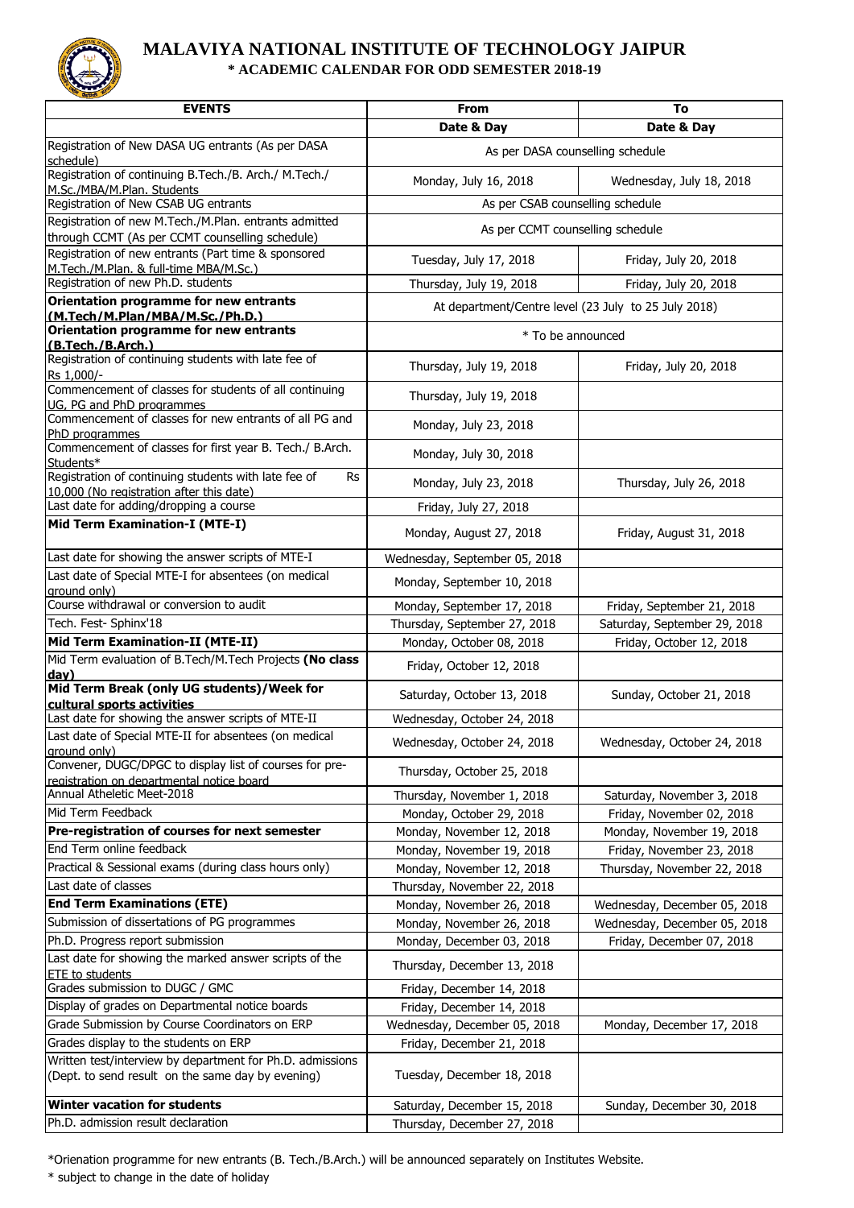# MALAVIYA NATIONAL INSTITUTE OF TECHNOLOGY JAIPUR

## * ACADEMIC CALENDAR FOR ODD SEMESTER 2018-19

| EVENTS | From | To |
|---|---|---|
| | Date & Day | Date & Day |
| Registration of New DASA UG entrants (As per DASA schedule) | As per DASA counselling schedule | |
| Registration of continuing B.Tech./B. Arch./ M.Tech./ M.Sc./MBA/M.Plan. Students | Monday, July 16, 2018 | Wednesday, July 18, 2018 |
| Registration of New CSAB UG entrants | As per CSAB counselling schedule | |
| Registration of new M.Tech./M.Plan. entrants admitted through CCMT (As per CCMT counselling schedule) | As per CCMT counselling schedule | |
| Registration of new entrants (Part time & sponsored M.Tech./M.Plan. & full-time MBA/M.Sc.) | Tuesday, July 17, 2018 | Friday, July 20, 2018 |
| Registration of new Ph.D. students | Thursday, July 19, 2018 | Friday, July 20, 2018 |
| **Orientation programme for new entrants (M.Tech/M.Plan/MBA/M.Sc./Ph.D.)** | At department/Centre level (23 July to 25 July 2018) | |
| **Orientation programme for new entrants (B.Tech./B.Arch.)** | * To be announced | |
| Registration of continuing students with late fee of Rs 1,000/- | Thursday, July 19, 2018 | Friday, July 20, 2018 |
| Commencement of classes for students of all continuing UG, PG and PhD programmes | Thursday, July 19, 2018 | |
| Commencement of classes for new entrants of all PG and PhD programmes | Monday, July 23, 2018 | |
| Commencement of classes for first year B. Tech./ B.Arch. Students* | Monday, July 30, 2018 | |
| Registration of continuing students with late fee of Rs 10,000 (No registration after this date) | Monday, July 23, 2018 | Thursday, July 26, 2018 |
| Last date for adding/dropping a course | Friday, July 27, 2018 | |
| **Mid Term Examination-I (MTE-I)** | Monday, August 27, 2018 | Friday, August 31, 2018 |
| Last date for showing the answer scripts of MTE-I | Wednesday, September 05, 2018 | |
| Last date of Special MTE-I for absentees (on medical ground only) | Monday, September 10, 2018 | |
| Course withdrawal or conversion to audit | Monday, September 17, 2018 | Friday, September 21, 2018 |
| Tech. Fest- Sphinx'18 | Thursday, September 27, 2018 | Saturday, September 29, 2018 |
| **Mid Term Examination-II (MTE-II)** | Monday, October 08, 2018 | Friday, October 12, 2018 |
| Mid Term evaluation of B.Tech/M.Tech Projects **(No class day)** | Friday, October 12, 2018 | |
| **Mid Term Break (only UG students)/Week for cultural sports activities** | Saturday, October 13, 2018 | Sunday, October 21, 2018 |
| Last date for showing the answer scripts of MTE-II | Wednesday, October 24, 2018 | |
| Last date of Special MTE-II for absentees (on medical ground only) | Wednesday, October 24, 2018 | Wednesday, October 24, 2018 |
| Convener, DUGC/DPGC to display list of courses for pre-registration on departmental notice board | Thursday, October 25, 2018 | |
| Annual Atheletic Meet-2018 | Thursday, November 1, 2018 | Saturday, November 3, 2018 |
| Mid Term Feedback | Monday, October 29, 2018 | Friday, November 02, 2018 |
| **Pre-registration of courses for next semester** | Monday, November 12, 2018 | Monday, November 19, 2018 |
| End Term online feedback | Monday, November 19, 2018 | Friday, November 23, 2018 |
| Practical & Sessional exams (during class hours only) | Monday, November 12, 2018 | Thursday, November 22, 2018 |
| Last date of classes | Thursday, November 22, 2018 | |
| **End Term Examinations (ETE)** | Monday, November 26, 2018 | Wednesday, December 05, 2018 |
| Submission of dissertations of PG programmes | Monday, November 26, 2018 | Wednesday, December 05, 2018 |
| Ph.D. Progress report submission | Monday, December 03, 2018 | Friday, December 07, 2018 |
| Last date for showing the marked answer scripts of the ETE to students | Thursday, December 13, 2018 | |
| Grades submission to DUGC / GMC | Friday, December 14, 2018 | |
| Display of grades on Departmental notice boards | Friday, December 14, 2018 | |
| Grade Submission by Course Coordinators on ERP | Wednesday, December 05, 2018 | Monday, December 17, 2018 |
| Grades display to the students on ERP | Friday, December 21, 2018 | |
| Written test/interview by department for Ph.D. admissions (Dept. to send result on the same day by evening) | Tuesday, December 18, 2018 | |
| **Winter vacation for students** | Saturday, December 15, 2018 | Sunday, December 30, 2018 |
| Ph.D. admission result declaration | Thursday, December 27, 2018 | |

*Orienation programme for new entrants (B. Tech./B.Arch.) will be announced separately on Institutes Website.

* subject to change in the date of holiday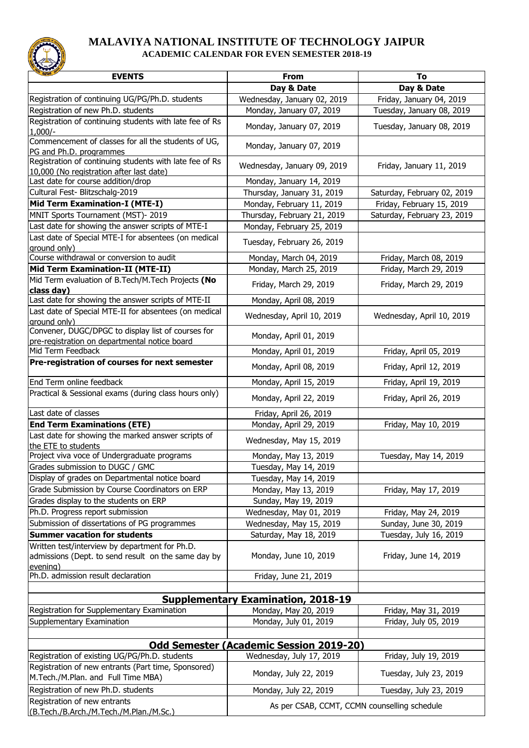# MALAVIYA NATIONAL INSTITUTE OF TECHNOLOGY JAIPUR

## ACADEMIC CALENDAR FOR EVEN SEMESTER 2018-19

| EVENTS | From | To |
|---|---|---|
| | **Day & Date** | **Day & Date** |
| Registration of continuing UG/PG/Ph.D. students | Wednesday, January 02, 2019 | Friday, January 04, 2019 |
| Registration of new Ph.D. students | Monday, January 07, 2019 | Tuesday, January 08, 2019 |
| Registration of continuing students with late fee of Rs 1,000/- | Monday, January 07, 2019 | Tuesday, January 08, 2019 |
| Commencement of classes for all the students of UG, PG and Ph.D. programmes | Monday, January 07, 2019 | |
| Registration of continuing students with late fee of Rs 10,000 (No registration after last date) | Wednesday, January 09, 2019 | Friday, January 11, 2019 |
| Last date for course addition/drop | Monday, January 14, 2019 | |
| Cultural Fest- Blitzschalg-2019 | Thursday, January 31, 2019 | Saturday, February 02, 2019 |
| **Mid Term Examination-I (MTE-I)** | Monday, February 11, 2019 | Friday, February 15, 2019 |
| MNIT Sports Tournament (MST)- 2019 | Thursday, February 21, 2019 | Saturday, February 23, 2019 |
| Last date for showing the answer scripts of MTE-I | Monday, February 25, 2019 | |
| Last date of Special MTE-I for absentees (on medical ground only) | Tuesday, February 26, 2019 | |
| Course withdrawal or conversion to audit | Monday, March 04, 2019 | Friday, March 08, 2019 |
| **Mid Term Examination-II (MTE-II)** | Monday, March 25, 2019 | Friday, March 29, 2019 |
| Mid Term evaluation of B.Tech/M.Tech Projects **(No class day)** | Friday, March 29, 2019 | Friday, March 29, 2019 |
| Last date for showing the answer scripts of MTE-II | Monday, April 08, 2019 | |
| Last date of Special MTE-II for absentees (on medical ground only) | Wednesday, April 10, 2019 | Wednesday, April 10, 2019 |
| Convener, DUGC/DPGC to display list of courses for pre-registration on departmental notice board | Monday, April 01, 2019 | |
| Mid Term Feedback | Monday, April 01, 2019 | Friday, April 05, 2019 |
| **Pre-registration of courses for next semester** | Monday, April 08, 2019 | Friday, April 12, 2019 |
| End Term online feedback | Monday, April 15, 2019 | Friday, April 19, 2019 |
| Practical & Sessional exams (during class hours only) | Monday, April 22, 2019 | Friday, April 26, 2019 |
| Last date of classes | Friday, April 26, 2019 | |
| **End Term Examinations (ETE)** | Monday, April 29, 2019 | Friday, May 10, 2019 |
| Last date for showing the marked answer scripts of the ETE to students | Wednesday, May 15, 2019 | |
| Project viva voce of Undergraduate programs | Monday, May 13, 2019 | Tuesday, May 14, 2019 |
| Grades submission to DUGC / GMC | Tuesday, May 14, 2019 | |
| Display of grades on Departmental notice board | Tuesday, May 14, 2019 | |
| Grade Submission by Course Coordinators on ERP | Monday, May 13, 2019 | Friday, May 17, 2019 |
| Grades display to the students on ERP | Sunday, May 19, 2019 | |
| Ph.D. Progress report submission | Wednesday, May 01, 2019 | Friday, May 24, 2019 |
| Submission of dissertations of PG programmes | Wednesday, May 15, 2019 | Sunday, June 30, 2019 |
| **Summer vacation for students** | Saturday, May 18, 2019 | Tuesday, July 16, 2019 |
| Written test/interview by department for Ph.D. admissions (Dept. to send result on the same day by evening) | Monday, June 10, 2019 | Friday, June 14, 2019 |
| Ph.D. admission result declaration | Friday, June 21, 2019 | |
| | | |
| **Supplementary Examination, 2018-19** | | |
| Registration for Supplementary Examination | Monday, May 20, 2019 | Friday, May 31, 2019 |
| Supplementary Examination | Monday, July 01, 2019 | Friday, July 05, 2019 |
| | | |
| **Odd Semester (Academic Session 2019-20)** | | |
| Registration of existing UG/PG/Ph.D. students | Wednesday, July 17, 2019 | Friday, July 19, 2019 |
| Registration of new entrants (Part time, Sponsored) M.Tech./M.Plan. and Full Time MBA) | Monday, July 22, 2019 | Tuesday, July 23, 2019 |
| Registration of new Ph.D. students | Monday, July 22, 2019 | Tuesday, July 23, 2019 |
| Registration of new entrants (B.Tech./B.Arch./M.Tech./M.Plan./M.Sc.) | As per CSAB, CCMT, CCMN counselling schedule | |